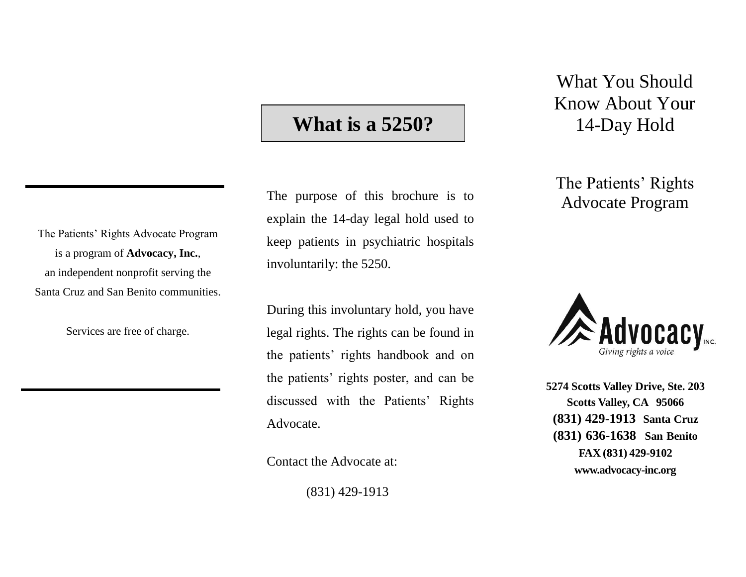The Patients' Rights Advocate Program is a program of **Advocacy, Inc.**, an independent nonprofit serving the Santa Cruz and San Benito communities.

Services are free of charge.

## What is a 5250?

The purpose of this brochure is to explain the 14-day legal hold used to keep patients in psychiatric hospitals involuntarily: the 5250.

During this involuntary hold, you have legal rights. The rights can be found in the patients' rights handbook and on the patients' rights poster, and can be discussed with the Patients' Rights Advocate.

Contact the Advocate at:

(831) 429-1913

# What You Should Know About Your 14-Day Hold

## The Patients' Rights Advocate Program

Advocacy INC.

*Giving rights a voice*

**5274 Scotts Valley Drive, Ste. 203**
**Scotts Valley, CA 95066**
**(831) 429-1913 Santa Cruz**
**(831) 636-1638 San Benito**
**FAX (831) 429-9102**
**www.advocacy-inc.org**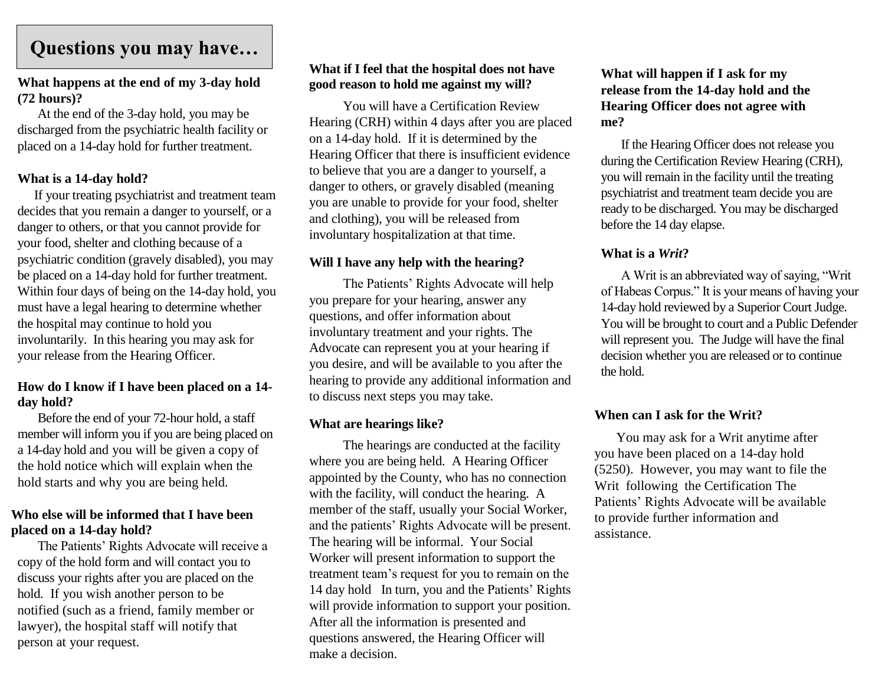# Questions you may have…

### What happens at the end of my 3-day hold (72 hours)?

At the end of the 3-day hold, you may be discharged from the psychiatric health facility or placed on a 14-day hold for further treatment.

### What is a 14-day hold?

If your treating psychiatrist and treatment team decides that you remain a danger to yourself, or a danger to others, or that you cannot provide for your food, shelter and clothing because of a psychiatric condition (gravely disabled), you may be placed on a 14-day hold for further treatment. Within four days of being on the 14-day hold, you must have a legal hearing to determine whether the hospital may continue to hold you involuntarily. In this hearing you may ask for your release from the Hearing Officer.

### How do I know if I have been placed on a 14-day hold?

Before the end of your 72-hour hold, a staff member will inform you if you are being placed on a 14-day hold and you will be given a copy of the hold notice which will explain when the hold starts and why you are being held.

### Who else will be informed that I have been placed on a 14-day hold?

The Patients' Rights Advocate will receive a copy of the hold form and will contact you to discuss your rights after you are placed on the hold. If you wish another person to be notified (such as a friend, family member or lawyer), the hospital staff will notify that person at your request.

### What if I feel that the hospital does not have good reason to hold me against my will?

You will have a Certification Review Hearing (CRH) within 4 days after you are placed on a 14-day hold. If it is determined by the Hearing Officer that there is insufficient evidence to believe that you are a danger to yourself, a danger to others, or gravely disabled (meaning you are unable to provide for your food, shelter and clothing), you will be released from involuntary hospitalization at that time.

### Will I have any help with the hearing?

The Patients' Rights Advocate will help you prepare for your hearing, answer any questions, and offer information about involuntary treatment and your rights. The Advocate can represent you at your hearing if you desire, and will be available to you after the hearing to provide any additional information and to discuss next steps you may take.

### What are hearings like?

The hearings are conducted at the facility where you are being held. A Hearing Officer appointed by the County, who has no connection with the facility, will conduct the hearing. A member of the staff, usually your Social Worker, and the patients' Rights Advocate will be present. The hearing will be informal. Your Social Worker will present information to support the treatment team's request for you to remain on the 14 day hold In turn, you and the Patients' Rights will provide information to support your position. After all the information is presented and questions answered, the Hearing Officer will make a decision.

### What will happen if I ask for my release from the 14-day hold and the Hearing Officer does not agree with me?

If the Hearing Officer does not release you during the Certification Review Hearing (CRH), you will remain in the facility until the treating psychiatrist and treatment team decide you are ready to be discharged. You may be discharged before the 14 day elapse.

### What is a *Writ*?

A Writ is an abbreviated way of saying, "Writ of Habeas Corpus." It is your means of having your 14-day hold reviewed by a Superior Court Judge. You will be brought to court and a Public Defender will represent you. The Judge will have the final decision whether you are released or to continue the hold.

### When can I ask for the Writ?

You may ask for a Writ anytime after you have been placed on a 14-day hold (5250). However, you may want to file the Writ following the Certification The Patients' Rights Advocate will be available to provide further information and assistance.